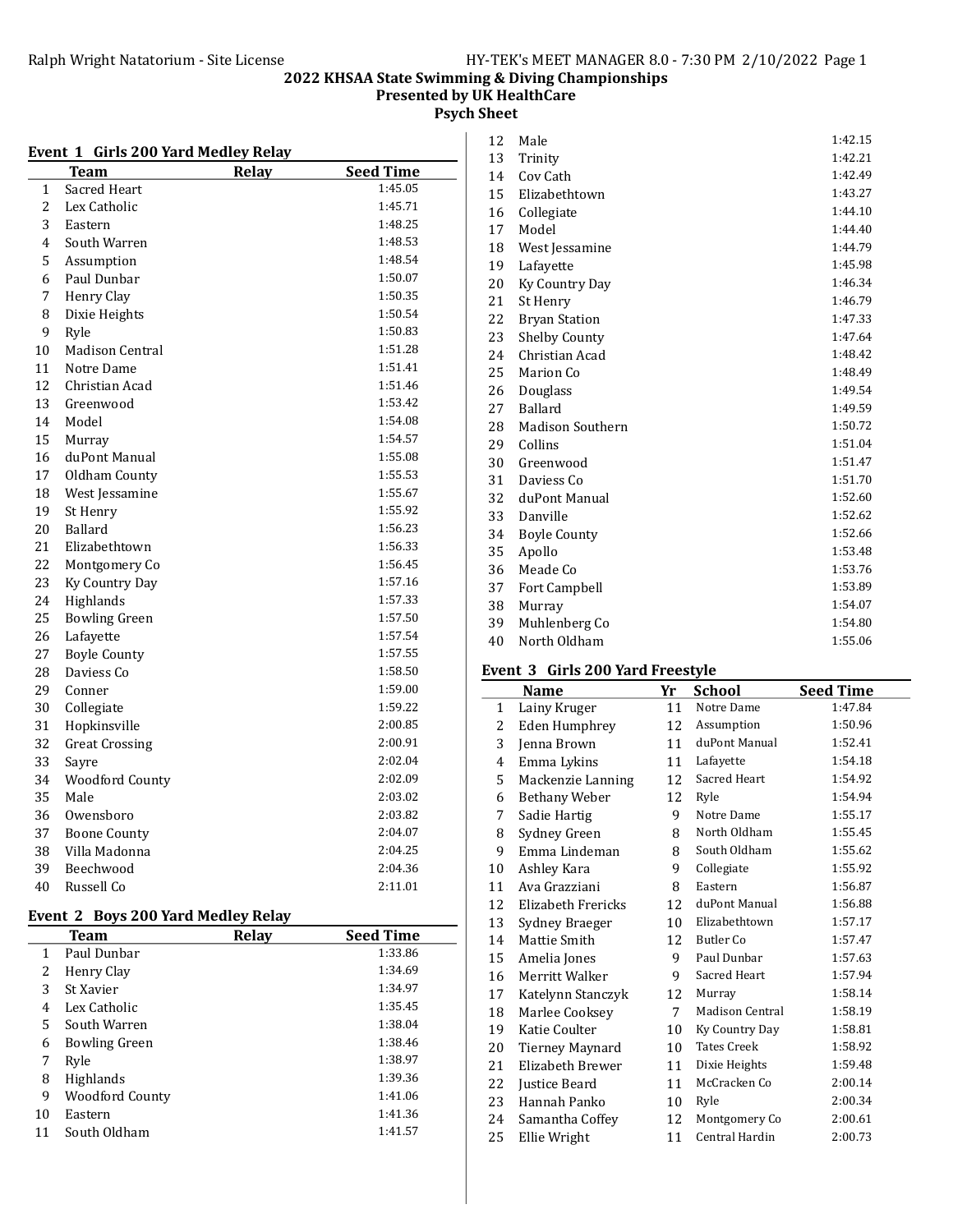## 2022 KHSAA State Swimming & Diving Championships
### Presented by UK HealthCare
### Psych Sheet

#### Event 1 Girls 200 Yard Medley Relay

| | Team | Relay | Seed Time |
|---|---|---|---|
| 1 | Sacred Heart | | 1:45.05 |
| 2 | Lex Catholic | | 1:45.71 |
| 3 | Eastern | | 1:48.25 |
| 4 | South Warren | | 1:48.53 |
| 5 | Assumption | | 1:48.54 |
| 6 | Paul Dunbar | | 1:50.07 |
| 7 | Henry Clay | | 1:50.35 |
| 8 | Dixie Heights | | 1:50.54 |
| 9 | Ryle | | 1:50.83 |
| 10 | Madison Central | | 1:51.28 |
| 11 | Notre Dame | | 1:51.41 |
| 12 | Christian Acad | | 1:51.46 |
| 13 | Greenwood | | 1:53.42 |
| 14 | Model | | 1:54.08 |
| 15 | Murray | | 1:54.57 |
| 16 | duPont Manual | | 1:55.08 |
| 17 | Oldham County | | 1:55.53 |
| 18 | West Jessamine | | 1:55.67 |
| 19 | St Henry | | 1:55.92 |
| 20 | Ballard | | 1:56.23 |
| 21 | Elizabethtown | | 1:56.33 |
| 22 | Montgomery Co | | 1:56.45 |
| 23 | Ky Country Day | | 1:57.16 |
| 24 | Highlands | | 1:57.33 |
| 25 | Bowling Green | | 1:57.50 |
| 26 | Lafayette | | 1:57.54 |
| 27 | Boyle County | | 1:57.55 |
| 28 | Daviess Co | | 1:58.50 |
| 29 | Conner | | 1:59.00 |
| 30 | Collegiate | | 1:59.22 |
| 31 | Hopkinsville | | 2:00.85 |
| 32 | Great Crossing | | 2:00.91 |
| 33 | Sayre | | 2:02.04 |
| 34 | Woodford County | | 2:02.09 |
| 35 | Male | | 2:03.02 |
| 36 | Owensboro | | 2:03.82 |
| 37 | Boone County | | 2:04.07 |
| 38 | Villa Madonna | | 2:04.25 |
| 39 | Beechwood | | 2:04.36 |
| 40 | Russell Co | | 2:11.01 |

#### Event 2 Boys 200 Yard Medley Relay

| | Team | Relay | Seed Time |
|---|---|---|---|
| 1 | Paul Dunbar | | 1:33.86 |
| 2 | Henry Clay | | 1:34.69 |
| 3 | St Xavier | | 1:34.97 |
| 4 | Lex Catholic | | 1:35.45 |
| 5 | South Warren | | 1:38.04 |
| 6 | Bowling Green | | 1:38.46 |
| 7 | Ryle | | 1:38.97 |
| 8 | Highlands | | 1:39.36 |
| 9 | Woodford County | | 1:41.06 |
| 10 | Eastern | | 1:41.36 |
| 11 | South Oldham | | 1:41.57 |
| 12 | Male | | 1:42.15 |
| 13 | Trinity | | 1:42.21 |
| 14 | Cov Cath | | 1:42.49 |
| 15 | Elizabethtown | | 1:43.27 |
| 16 | Collegiate | | 1:44.10 |
| 17 | Model | | 1:44.40 |
| 18 | West Jessamine | | 1:44.79 |
| 19 | Lafayette | | 1:45.98 |
| 20 | Ky Country Day | | 1:46.34 |
| 21 | St Henry | | 1:46.79 |
| 22 | Bryan Station | | 1:47.33 |
| 23 | Shelby County | | 1:47.64 |
| 24 | Christian Acad | | 1:48.42 |
| 25 | Marion Co | | 1:48.49 |
| 26 | Douglass | | 1:49.54 |
| 27 | Ballard | | 1:49.59 |
| 28 | Madison Southern | | 1:50.72 |
| 29 | Collins | | 1:51.04 |
| 30 | Greenwood | | 1:51.47 |
| 31 | Daviess Co | | 1:51.70 |
| 32 | duPont Manual | | 1:52.60 |
| 33 | Danville | | 1:52.62 |
| 34 | Boyle County | | 1:52.66 |
| 35 | Apollo | | 1:53.48 |
| 36 | Meade Co | | 1:53.76 |
| 37 | Fort Campbell | | 1:53.89 |
| 38 | Murray | | 1:54.07 |
| 39 | Muhlenberg Co | | 1:54.80 |
| 40 | North Oldham | | 1:55.06 |

#### Event 3 Girls 200 Yard Freestyle

| | Name | Yr | School | Seed Time |
|---|---|---|---|---|
| 1 | Lainy Kruger | 11 | Notre Dame | 1:47.84 |
| 2 | Eden Humphrey | 12 | Assumption | 1:50.96 |
| 3 | Jenna Brown | 11 | duPont Manual | 1:52.41 |
| 4 | Emma Lykins | 11 | Lafayette | 1:54.18 |
| 5 | Mackenzie Lanning | 12 | Sacred Heart | 1:54.92 |
| 6 | Bethany Weber | 12 | Ryle | 1:54.94 |
| 7 | Sadie Hartig | 9 | Notre Dame | 1:55.17 |
| 8 | Sydney Green | 8 | North Oldham | 1:55.45 |
| 9 | Emma Lindeman | 8 | South Oldham | 1:55.62 |
| 10 | Ashley Kara | 9 | Collegiate | 1:55.92 |
| 11 | Ava Grazziani | 8 | Eastern | 1:56.87 |
| 12 | Elizabeth Frericks | 12 | duPont Manual | 1:56.88 |
| 13 | Sydney Braeger | 10 | Elizabethtown | 1:57.17 |
| 14 | Mattie Smith | 12 | Butler Co | 1:57.47 |
| 15 | Amelia Jones | 9 | Paul Dunbar | 1:57.63 |
| 16 | Merritt Walker | 9 | Sacred Heart | 1:57.94 |
| 17 | Katelynn Stanczyk | 12 | Murray | 1:58.14 |
| 18 | Marlee Cooksey | 7 | Madison Central | 1:58.19 |
| 19 | Katie Coulter | 10 | Ky Country Day | 1:58.81 |
| 20 | Tierney Maynard | 10 | Tates Creek | 1:58.92 |
| 21 | Elizabeth Brewer | 11 | Dixie Heights | 1:59.48 |
| 22 | Justice Beard | 11 | McCracken Co | 2:00.14 |
| 23 | Hannah Panko | 10 | Ryle | 2:00.34 |
| 24 | Samantha Coffey | 12 | Montgomery Co | 2:00.61 |
| 25 | Ellie Wright | 11 | Central Hardin | 2:00.73 |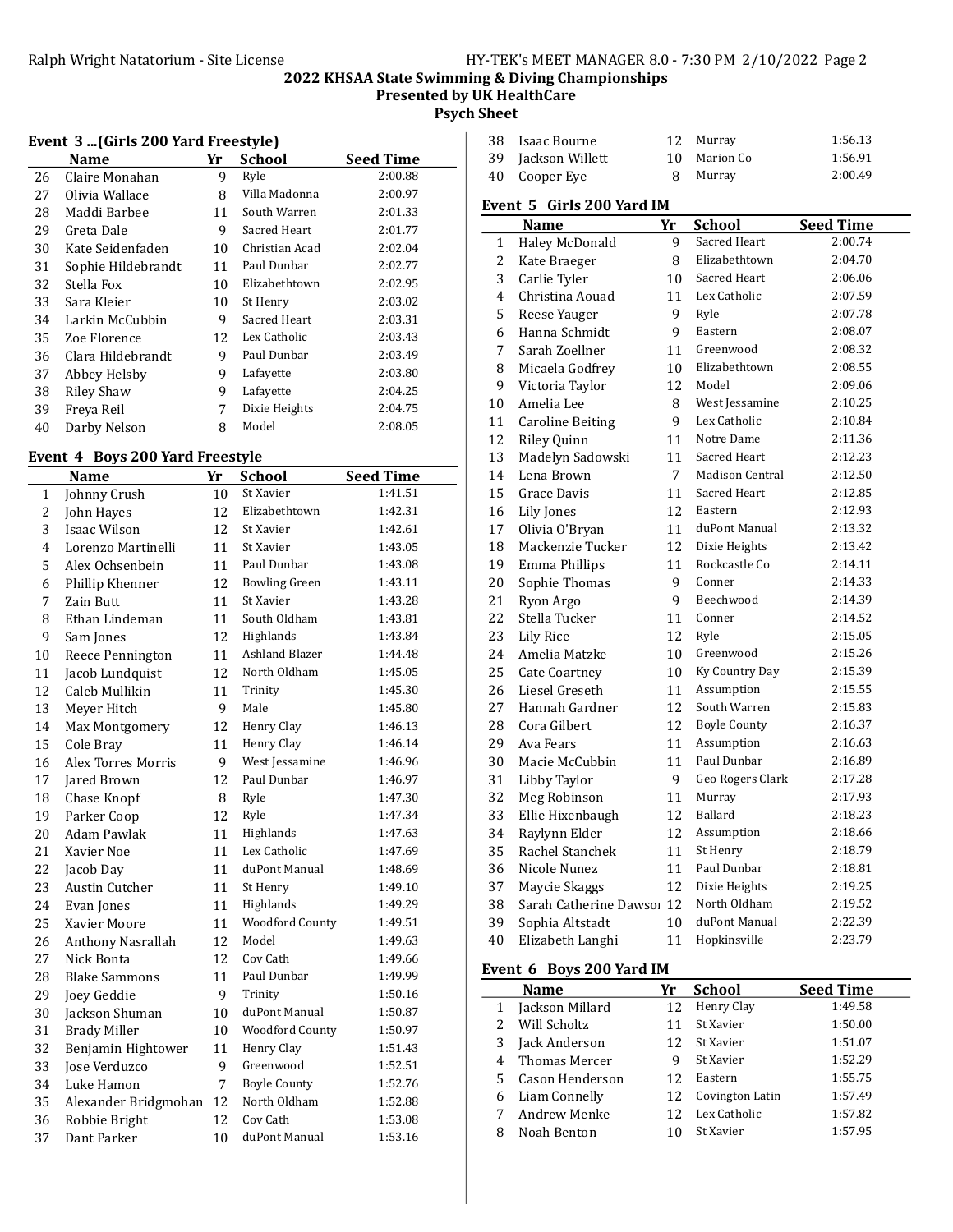# 2022 KHSAA State Swimming & Diving Championships
## Presented by UK HealthCare
### Psych Sheet

### Event 3 ...(Girls 200 Yard Freestyle)

| | Name | Yr | School | Seed Time |
|---|---|---|---|---|
| 26 | Claire Monahan | 9 | Ryle | 2:00.88 |
| 27 | Olivia Wallace | 8 | Villa Madonna | 2:00.97 |
| 28 | Maddi Barbee | 11 | South Warren | 2:01.33 |
| 29 | Greta Dale | 9 | Sacred Heart | 2:01.77 |
| 30 | Kate Seidenfaden | 10 | Christian Acad | 2:02.04 |
| 31 | Sophie Hildebrandt | 11 | Paul Dunbar | 2:02.77 |
| 32 | Stella Fox | 10 | Elizabethtown | 2:02.95 |
| 33 | Sara Kleier | 10 | St Henry | 2:03.02 |
| 34 | Larkin McCubbin | 9 | Sacred Heart | 2:03.31 |
| 35 | Zoe Florence | 12 | Lex Catholic | 2:03.43 |
| 36 | Clara Hildebrandt | 9 | Paul Dunbar | 2:03.49 |
| 37 | Abbey Helsby | 9 | Lafayette | 2:03.80 |
| 38 | Riley Shaw | 9 | Lafayette | 2:04.25 |
| 39 | Freya Reil | 7 | Dixie Heights | 2:04.75 |
| 40 | Darby Nelson | 8 | Model | 2:08.05 |

### Event 4 Boys 200 Yard Freestyle

| | Name | Yr | School | Seed Time |
|---|---|---|---|---|
| 1 | Johnny Crush | 10 | St Xavier | 1:41.51 |
| 2 | John Hayes | 12 | Elizabethtown | 1:42.31 |
| 3 | Isaac Wilson | 12 | St Xavier | 1:42.61 |
| 4 | Lorenzo Martinelli | 11 | St Xavier | 1:43.05 |
| 5 | Alex Ochsenbein | 11 | Paul Dunbar | 1:43.08 |
| 6 | Phillip Khenner | 12 | Bowling Green | 1:43.11 |
| 7 | Zain Butt | 11 | St Xavier | 1:43.28 |
| 8 | Ethan Lindeman | 11 | South Oldham | 1:43.81 |
| 9 | Sam Jones | 12 | Highlands | 1:43.84 |
| 10 | Reece Pennington | 11 | Ashland Blazer | 1:44.48 |
| 11 | Jacob Lundquist | 12 | North Oldham | 1:45.05 |
| 12 | Caleb Mullikin | 11 | Trinity | 1:45.30 |
| 13 | Meyer Hitch | 9 | Male | 1:45.80 |
| 14 | Max Montgomery | 12 | Henry Clay | 1:46.13 |
| 15 | Cole Bray | 11 | Henry Clay | 1:46.14 |
| 16 | Alex Torres Morris | 9 | West Jessamine | 1:46.96 |
| 17 | Jared Brown | 12 | Paul Dunbar | 1:46.97 |
| 18 | Chase Knopf | 8 | Ryle | 1:47.30 |
| 19 | Parker Coop | 12 | Ryle | 1:47.34 |
| 20 | Adam Pawlak | 11 | Highlands | 1:47.63 |
| 21 | Xavier Noe | 11 | Lex Catholic | 1:47.69 |
| 22 | Jacob Day | 11 | duPont Manual | 1:48.69 |
| 23 | Austin Cutcher | 11 | St Henry | 1:49.10 |
| 24 | Evan Jones | 11 | Highlands | 1:49.29 |
| 25 | Xavier Moore | 11 | Woodford County | 1:49.51 |
| 26 | Anthony Nasrallah | 12 | Model | 1:49.63 |
| 27 | Nick Bonta | 12 | Cov Cath | 1:49.66 |
| 28 | Blake Sammons | 11 | Paul Dunbar | 1:49.99 |
| 29 | Joey Geddie | 9 | Trinity | 1:50.16 |
| 30 | Jackson Shuman | 10 | duPont Manual | 1:50.87 |
| 31 | Brady Miller | 10 | Woodford County | 1:50.97 |
| 32 | Benjamin Hightower | 11 | Henry Clay | 1:51.43 |
| 33 | Jose Verduzco | 9 | Greenwood | 1:52.51 |
| 34 | Luke Hamon | 7 | Boyle County | 1:52.76 |
| 35 | Alexander Bridgmohan | 12 | North Oldham | 1:52.88 |
| 36 | Robbie Bright | 12 | Cov Cath | 1:53.08 |
| 37 | Dant Parker | 10 | duPont Manual | 1:53.16 |
| 38 | Isaac Bourne | 12 | Murray | 1:56.13 |
| 39 | Jackson Willett | 10 | Marion Co | 1:56.91 |
| 40 | Cooper Eye | 8 | Murray | 2:00.49 |

### Event 5 Girls 200 Yard IM

| | Name | Yr | School | Seed Time |
|---|---|---|---|---|
| 1 | Haley McDonald | 9 | Sacred Heart | 2:00.74 |
| 2 | Kate Braeger | 8 | Elizabethtown | 2:04.70 |
| 3 | Carlie Tyler | 10 | Sacred Heart | 2:06.06 |
| 4 | Christina Aouad | 11 | Lex Catholic | 2:07.59 |
| 5 | Reese Yauger | 9 | Ryle | 2:07.78 |
| 6 | Hanna Schmidt | 9 | Eastern | 2:08.07 |
| 7 | Sarah Zoellner | 11 | Greenwood | 2:08.32 |
| 8 | Micaela Godfrey | 10 | Elizabethtown | 2:08.55 |
| 9 | Victoria Taylor | 12 | Model | 2:09.06 |
| 10 | Amelia Lee | 8 | West Jessamine | 2:10.25 |
| 11 | Caroline Beiting | 9 | Lex Catholic | 2:10.84 |
| 12 | Riley Quinn | 11 | Notre Dame | 2:11.36 |
| 13 | Madelyn Sadowski | 11 | Sacred Heart | 2:12.23 |
| 14 | Lena Brown | 7 | Madison Central | 2:12.50 |
| 15 | Grace Davis | 11 | Sacred Heart | 2:12.85 |
| 16 | Lily Jones | 12 | Eastern | 2:12.93 |
| 17 | Olivia O'Bryan | 11 | duPont Manual | 2:13.32 |
| 18 | Mackenzie Tucker | 12 | Dixie Heights | 2:13.42 |
| 19 | Emma Phillips | 11 | Rockcastle Co | 2:14.11 |
| 20 | Sophie Thomas | 9 | Conner | 2:14.33 |
| 21 | Ryon Argo | 9 | Beechwood | 2:14.39 |
| 22 | Stella Tucker | 11 | Conner | 2:14.52 |
| 23 | Lily Rice | 12 | Ryle | 2:15.05 |
| 24 | Amelia Matzke | 10 | Greenwood | 2:15.26 |
| 25 | Cate Coartney | 10 | Ky Country Day | 2:15.39 |
| 26 | Liesel Greseth | 11 | Assumption | 2:15.55 |
| 27 | Hannah Gardner | 12 | South Warren | 2:15.83 |
| 28 | Cora Gilbert | 12 | Boyle County | 2:16.37 |
| 29 | Ava Fears | 11 | Assumption | 2:16.63 |
| 30 | Macie McCubbin | 11 | Paul Dunbar | 2:16.89 |
| 31 | Libby Taylor | 9 | Geo Rogers Clark | 2:17.28 |
| 32 | Meg Robinson | 11 | Murray | 2:17.93 |
| 33 | Ellie Hixenbaugh | 12 | Ballard | 2:18.23 |
| 34 | Raylynn Elder | 12 | Assumption | 2:18.66 |
| 35 | Rachel Stanchek | 11 | St Henry | 2:18.79 |
| 36 | Nicole Nunez | 11 | Paul Dunbar | 2:18.81 |
| 37 | Maycie Skaggs | 12 | Dixie Heights | 2:19.25 |
| 38 | Sarah Catherine Dawsoı | 12 | North Oldham | 2:19.52 |
| 39 | Sophia Altstadt | 10 | duPont Manual | 2:22.39 |
| 40 | Elizabeth Langhi | 11 | Hopkinsville | 2:23.79 |

### Event 6 Boys 200 Yard IM

| | Name | Yr | School | Seed Time |
|---|---|---|---|---|
| 1 | Jackson Millard | 12 | Henry Clay | 1:49.58 |
| 2 | Will Scholtz | 11 | St Xavier | 1:50.00 |
| 3 | Jack Anderson | 12 | St Xavier | 1:51.07 |
| 4 | Thomas Mercer | 9 | St Xavier | 1:52.29 |
| 5 | Cason Henderson | 12 | Eastern | 1:55.75 |
| 6 | Liam Connelly | 12 | Covington Latin | 1:57.49 |
| 7 | Andrew Menke | 12 | Lex Catholic | 1:57.82 |
| 8 | Noah Benton | 10 | St Xavier | 1:57.95 |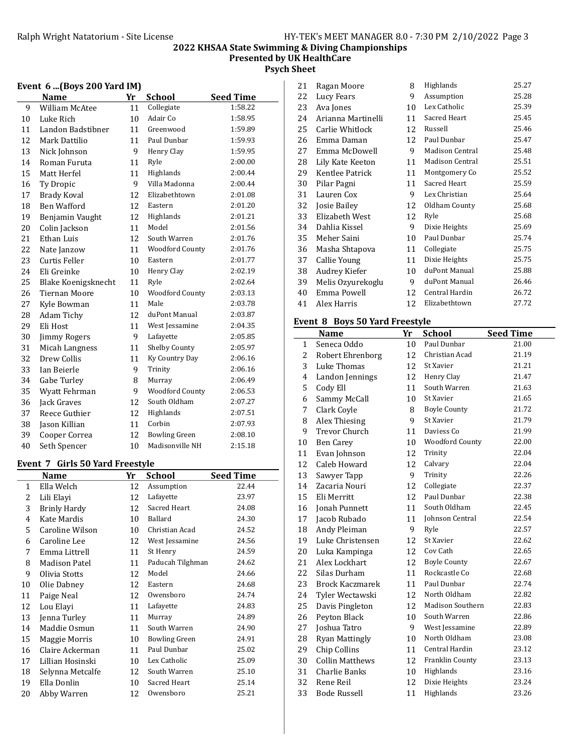# 2022 KHSAA State Swimming & Diving Championships

## Presented by UK HealthCare

## Psych Sheet

### Event 6 ...(Boys 200 Yard IM)

| | Name | Yr | School | Seed Time |
|---|---|---|---|---|
| 9 | William McAtee | 11 | Collegiate | 1:58.22 |
| 10 | Luke Rich | 10 | Adair Co | 1:58.95 |
| 11 | Landon Badstibner | 11 | Greenwood | 1:59.89 |
| 12 | Mark Dattilio | 11 | Paul Dunbar | 1:59.93 |
| 13 | Nick Johnson | 9 | Henry Clay | 1:59.95 |
| 14 | Roman Furuta | 11 | Ryle | 2:00.00 |
| 15 | Matt Herfel | 11 | Highlands | 2:00.44 |
| 16 | Ty Dropic | 9 | Villa Madonna | 2:00.44 |
| 17 | Brady Koval | 12 | Elizabethtown | 2:01.08 |
| 18 | Ben Wafford | 12 | Eastern | 2:01.20 |
| 19 | Benjamin Vaught | 12 | Highlands | 2:01.21 |
| 20 | Colin Jackson | 11 | Model | 2:01.56 |
| 21 | Ethan Luis | 12 | South Warren | 2:01.76 |
| 22 | Nate Janzow | 11 | Woodford County | 2:01.76 |
| 23 | Curtis Feller | 10 | Eastern | 2:01.77 |
| 24 | Eli Greinke | 10 | Henry Clay | 2:02.19 |
| 25 | Blake Koenigsknecht | 11 | Ryle | 2:02.64 |
| 26 | Tiernan Moore | 10 | Woodford County | 2:03.13 |
| 27 | Kyle Bowman | 11 | Male | 2:03.78 |
| 28 | Adam Tichy | 12 | duPont Manual | 2:03.87 |
| 29 | Eli Host | 11 | West Jessamine | 2:04.35 |
| 30 | Jimmy Rogers | 9 | Lafayette | 2:05.85 |
| 31 | Micah Langness | 11 | Shelby County | 2:05.97 |
| 32 | Drew Collis | 11 | Ky Country Day | 2:06.16 |
| 33 | Ian Beierle | 9 | Trinity | 2:06.16 |
| 34 | Gabe Turley | 8 | Murray | 2:06.49 |
| 35 | Wyatt Fehrman | 9 | Woodford County | 2:06.53 |
| 36 | Jack Graves | 12 | South Oldham | 2:07.27 |
| 37 | Reece Guthier | 12 | Highlands | 2:07.51 |
| 38 | Jason Killian | 11 | Corbin | 2:07.93 |
| 39 | Cooper Correa | 12 | Bowling Green | 2:08.10 |
| 40 | Seth Spencer | 10 | Madisonville NH | 2:15.18 |

### Event 7 Girls 50 Yard Freestyle

| | Name | Yr | School | Seed Time |
|---|---|---|---|---|
| 1 | Ella Welch | 12 | Assumption | 22.44 |
| 2 | Lili Elayi | 12 | Lafayette | 23.97 |
| 3 | Brinly Hardy | 12 | Sacred Heart | 24.08 |
| 4 | Kate Mardis | 10 | Ballard | 24.30 |
| 5 | Caroline Wilson | 10 | Christian Acad | 24.52 |
| 6 | Caroline Lee | 12 | West Jessamine | 24.56 |
| 7 | Emma Littrell | 11 | St Henry | 24.59 |
| 8 | Madison Patel | 11 | Paducah Tilghman | 24.62 |
| 9 | Olivia Stotts | 12 | Model | 24.66 |
| 10 | Olie Dabney | 12 | Eastern | 24.68 |
| 11 | Paige Neal | 12 | Owensboro | 24.74 |
| 12 | Lou Elayi | 11 | Lafayette | 24.83 |
| 13 | Jenna Turley | 11 | Murray | 24.89 |
| 14 | Maddie Osmun | 11 | South Warren | 24.90 |
| 15 | Maggie Morris | 10 | Bowling Green | 24.91 |
| 16 | Claire Ackerman | 11 | Paul Dunbar | 25.02 |
| 17 | Lillian Hosinski | 10 | Lex Catholic | 25.09 |
| 18 | Selynna Metcalfe | 12 | South Warren | 25.10 |
| 19 | Ella Donlin | 10 | Sacred Heart | 25.14 |
| 20 | Abby Warren | 12 | Owensboro | 25.21 |
| 21 | Ragan Moore | 8 | Highlands | 25.27 |
| 22 | Lucy Fears | 9 | Assumption | 25.28 |
| 23 | Ava Jones | 10 | Lex Catholic | 25.39 |
| 24 | Arianna Martinelli | 11 | Sacred Heart | 25.45 |
| 25 | Carlie Whitlock | 12 | Russell | 25.46 |
| 26 | Emma Daman | 12 | Paul Dunbar | 25.47 |
| 27 | Emma McDowell | 9 | Madison Central | 25.48 |
| 28 | Lily Kate Keeton | 11 | Madison Central | 25.51 |
| 29 | Kentlee Patrick | 11 | Montgomery Co | 25.52 |
| 30 | Pilar Pagni | 11 | Sacred Heart | 25.59 |
| 31 | Lauren Cox | 9 | Lex Christian | 25.64 |
| 32 | Josie Bailey | 12 | Oldham County | 25.68 |
| 33 | Elizabeth West | 12 | Ryle | 25.68 |
| 34 | Dahlia Kissel | 9 | Dixie Heights | 25.69 |
| 35 | Meher Saini | 10 | Paul Dunbar | 25.74 |
| 36 | Masha Shtapova | 11 | Collegiate | 25.75 |
| 37 | Callie Young | 11 | Dixie Heights | 25.75 |
| 38 | Audrey Kiefer | 10 | duPont Manual | 25.88 |
| 39 | Melis Ozyurekoglu | 9 | duPont Manual | 26.46 |
| 40 | Emma Powell | 12 | Central Hardin | 26.72 |
| 41 | Alex Harris | 12 | Elizabethtown | 27.72 |

### Event 8 Boys 50 Yard Freestyle

| | Name | Yr | School | Seed Time |
|---|---|---|---|---|
| 1 | Seneca Oddo | 10 | Paul Dunbar | 21.00 |
| 2 | Robert Ehrenborg | 12 | Christian Acad | 21.19 |
| 3 | Luke Thomas | 12 | St Xavier | 21.21 |
| 4 | Landon Jennings | 12 | Henry Clay | 21.47 |
| 5 | Cody Ell | 11 | South Warren | 21.63 |
| 6 | Sammy McCall | 10 | St Xavier | 21.65 |
| 7 | Clark Coyle | 8 | Boyle County | 21.72 |
| 8 | Alex Thiesing | 9 | St Xavier | 21.79 |
| 9 | Trevor Church | 11 | Daviess Co | 21.99 |
| 10 | Ben Carey | 10 | Woodford County | 22.00 |
| 11 | Evan Johnson | 12 | Trinity | 22.04 |
| 12 | Caleb Howard | 12 | Calvary | 22.04 |
| 13 | Sawyer Tapp | 9 | Trinity | 22.26 |
| 14 | Zacaria Nouri | 12 | Collegiate | 22.37 |
| 15 | Eli Merritt | 12 | Paul Dunbar | 22.38 |
| 16 | Jonah Punnett | 11 | South Oldham | 22.45 |
| 17 | Jacob Rubado | 11 | Johnson Central | 22.54 |
| 18 | Andy Pleiman | 9 | Ryle | 22.57 |
| 19 | Luke Christensen | 12 | St Xavier | 22.62 |
| 20 | Luka Kampinga | 12 | Cov Cath | 22.65 |
| 21 | Alex Lockhart | 12 | Boyle County | 22.67 |
| 22 | Silas Durham | 11 | Rockcastle Co | 22.68 |
| 23 | Brock Kaczmarek | 11 | Paul Dunbar | 22.74 |
| 24 | Tyler Wectawski | 12 | North Oldham | 22.82 |
| 25 | Davis Pingleton | 12 | Madison Southern | 22.83 |
| 26 | Peyton Black | 10 | South Warren | 22.86 |
| 27 | Joshua Tatro | 9 | West Jessamine | 22.89 |
| 28 | Ryan Mattingly | 10 | North Oldham | 23.08 |
| 29 | Chip Collins | 11 | Central Hardin | 23.12 |
| 30 | Collin Matthews | 12 | Franklin County | 23.13 |
| 31 | Charlie Banks | 10 | Highlands | 23.16 |
| 32 | Rene Reil | 12 | Dixie Heights | 23.24 |
| 33 | Bode Russell | 11 | Highlands | 23.26 |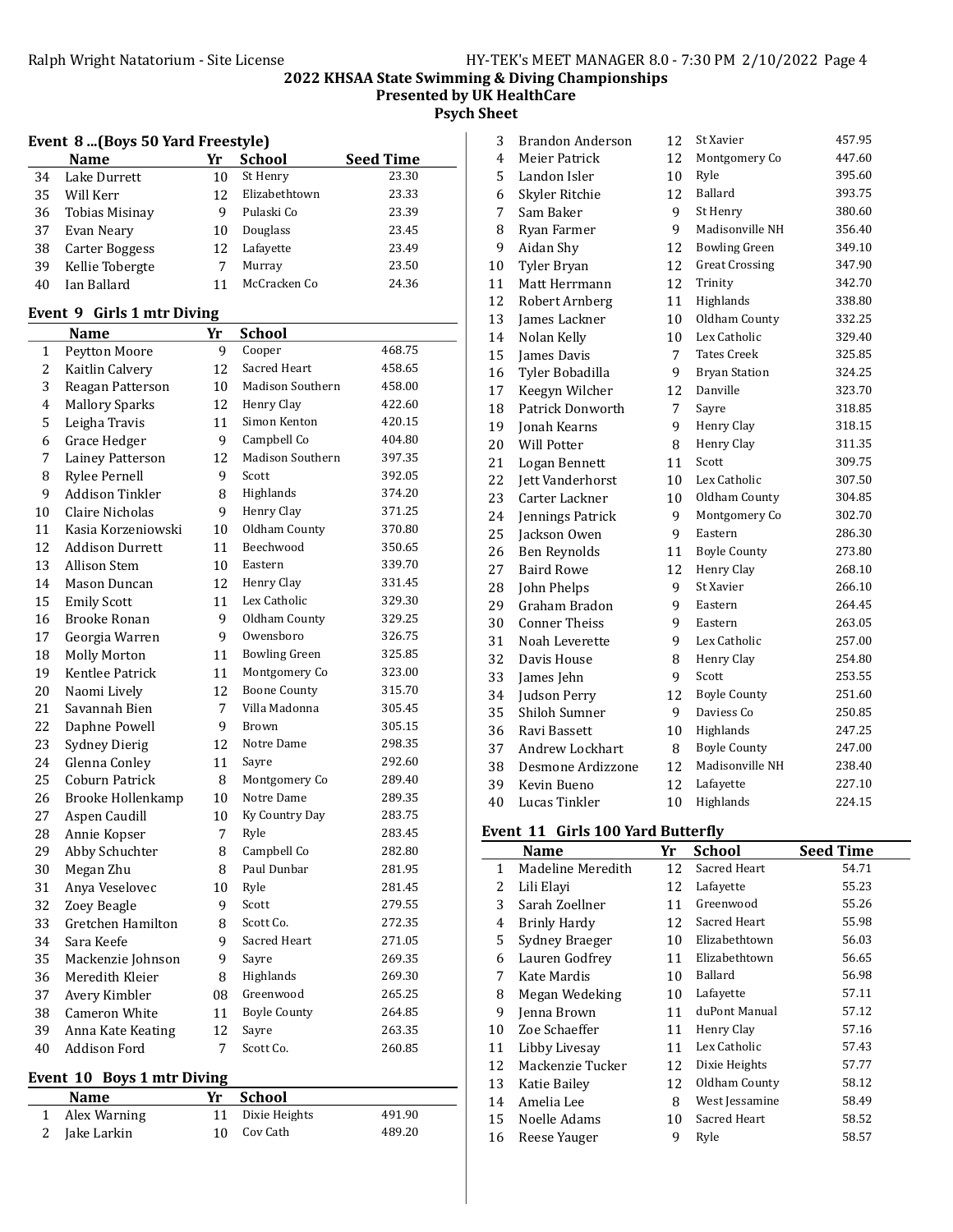# 2022 KHSAA State Swimming & Diving Championships
## Presented by UK HealthCare
## Psych Sheet

### Event 8 ...(Boys 50 Yard Freestyle)

| | Name | Yr | School | Seed Time |
|---|---|---|---|---|
| 34 | Lake Durrett | 10 | St Henry | 23.30 |
| 35 | Will Kerr | 12 | Elizabethtown | 23.33 |
| 36 | Tobias Misinay | 9 | Pulaski Co | 23.39 |
| 37 | Evan Neary | 10 | Douglass | 23.45 |
| 38 | Carter Boggess | 12 | Lafayette | 23.49 |
| 39 | Kellie Tobergte | 7 | Murray | 23.50 |
| 40 | Ian Ballard | 11 | McCracken Co | 24.36 |

### Event 9 Girls 1 mtr Diving

| | Name | Yr | School | |
|---|---|---|---|---|
| 1 | Peytton Moore | 9 | Cooper | 468.75 |
| 2 | Kaitlin Calvery | 12 | Sacred Heart | 458.65 |
| 3 | Reagan Patterson | 10 | Madison Southern | 458.00 |
| 4 | Mallory Sparks | 12 | Henry Clay | 422.60 |
| 5 | Leigha Travis | 11 | Simon Kenton | 420.15 |
| 6 | Grace Hedger | 9 | Campbell Co | 404.80 |
| 7 | Lainey Patterson | 12 | Madison Southern | 397.35 |
| 8 | Rylee Pernell | 9 | Scott | 392.05 |
| 9 | Addison Tinkler | 8 | Highlands | 374.20 |
| 10 | Claire Nicholas | 9 | Henry Clay | 371.25 |
| 11 | Kasia Korzeniowski | 10 | Oldham County | 370.80 |
| 12 | Addison Durrett | 11 | Beechwood | 350.65 |
| 13 | Allison Stem | 10 | Eastern | 339.70 |
| 14 | Mason Duncan | 12 | Henry Clay | 331.45 |
| 15 | Emily Scott | 11 | Lex Catholic | 329.30 |
| 16 | Brooke Ronan | 9 | Oldham County | 329.25 |
| 17 | Georgia Warren | 9 | Owensboro | 326.75 |
| 18 | Molly Morton | 11 | Bowling Green | 325.85 |
| 19 | Kentlee Patrick | 11 | Montgomery Co | 323.00 |
| 20 | Naomi Lively | 12 | Boone County | 315.70 |
| 21 | Savannah Bien | 7 | Villa Madonna | 305.45 |
| 22 | Daphne Powell | 9 | Brown | 305.15 |
| 23 | Sydney Dierig | 12 | Notre Dame | 298.35 |
| 24 | Glenna Conley | 11 | Sayre | 292.60 |
| 25 | Coburn Patrick | 8 | Montgomery Co | 289.40 |
| 26 | Brooke Hollenkamp | 10 | Notre Dame | 289.35 |
| 27 | Aspen Caudill | 10 | Ky Country Day | 283.75 |
| 28 | Annie Kopser | 7 | Ryle | 283.45 |
| 29 | Abby Schuchter | 8 | Campbell Co | 282.80 |
| 30 | Megan Zhu | 8 | Paul Dunbar | 281.95 |
| 31 | Anya Veselovec | 10 | Ryle | 281.45 |
| 32 | Zoey Beagle | 9 | Scott | 279.55 |
| 33 | Gretchen Hamilton | 8 | Scott Co. | 272.35 |
| 34 | Sara Keefe | 9 | Sacred Heart | 271.05 |
| 35 | Mackenzie Johnson | 9 | Sayre | 269.35 |
| 36 | Meredith Kleier | 8 | Highlands | 269.30 |
| 37 | Avery Kimbler | 08 | Greenwood | 265.25 |
| 38 | Cameron White | 11 | Boyle County | 264.85 |
| 39 | Anna Kate Keating | 12 | Sayre | 263.35 |
| 40 | Addison Ford | 7 | Scott Co. | 260.85 |

### Event 10 Boys 1 mtr Diving

| | Name | Yr | School | |
|---|---|---|---|---|
| 1 | Alex Warning | 11 | Dixie Heights | 491.90 |
| 2 | Jake Larkin | 10 | Cov Cath | 489.20 |
| 3 | Brandon Anderson | 12 | St Xavier | 457.95 |
| 4 | Meier Patrick | 12 | Montgomery Co | 447.60 |
| 5 | Landon Isler | 10 | Ryle | 395.60 |
| 6 | Skyler Ritchie | 12 | Ballard | 393.75 |
| 7 | Sam Baker | 9 | St Henry | 380.60 |
| 8 | Ryan Farmer | 9 | Madisonville NH | 356.40 |
| 9 | Aidan Shy | 12 | Bowling Green | 349.10 |
| 10 | Tyler Bryan | 12 | Great Crossing | 347.90 |
| 11 | Matt Herrmann | 12 | Trinity | 342.70 |
| 12 | Robert Arnberg | 11 | Highlands | 338.80 |
| 13 | James Lackner | 10 | Oldham County | 332.25 |
| 14 | Nolan Kelly | 10 | Lex Catholic | 329.40 |
| 15 | James Davis | 7 | Tates Creek | 325.85 |
| 16 | Tyler Bobadilla | 9 | Bryan Station | 324.25 |
| 17 | Keegyn Wilcher | 12 | Danville | 323.70 |
| 18 | Patrick Donworth | 7 | Sayre | 318.85 |
| 19 | Jonah Kearns | 9 | Henry Clay | 318.15 |
| 20 | Will Potter | 8 | Henry Clay | 311.35 |
| 21 | Logan Bennett | 11 | Scott | 309.75 |
| 22 | Jett Vanderhorst | 10 | Lex Catholic | 307.50 |
| 23 | Carter Lackner | 10 | Oldham County | 304.85 |
| 24 | Jennings Patrick | 9 | Montgomery Co | 302.70 |
| 25 | Jackson Owen | 9 | Eastern | 286.30 |
| 26 | Ben Reynolds | 11 | Boyle County | 273.80 |
| 27 | Baird Rowe | 12 | Henry Clay | 268.10 |
| 28 | John Phelps | 9 | St Xavier | 266.10 |
| 29 | Graham Bradon | 9 | Eastern | 264.45 |
| 30 | Conner Theiss | 9 | Eastern | 263.05 |
| 31 | Noah Leverette | 9 | Lex Catholic | 257.00 |
| 32 | Davis House | 8 | Henry Clay | 254.80 |
| 33 | James Jehn | 9 | Scott | 253.55 |
| 34 | Judson Perry | 12 | Boyle County | 251.60 |
| 35 | Shiloh Sumner | 9 | Daviess Co | 250.85 |
| 36 | Ravi Bassett | 10 | Highlands | 247.25 |
| 37 | Andrew Lockhart | 8 | Boyle County | 247.00 |
| 38 | Desmone Ardizzone | 12 | Madisonville NH | 238.40 |
| 39 | Kevin Bueno | 12 | Lafayette | 227.10 |
| 40 | Lucas Tinkler | 10 | Highlands | 224.15 |

### Event 11 Girls 100 Yard Butterfly

| | Name | Yr | School | Seed Time |
|---|---|---|---|---|
| 1 | Madeline Meredith | 12 | Sacred Heart | 54.71 |
| 2 | Lili Elayi | 12 | Lafayette | 55.23 |
| 3 | Sarah Zoellner | 11 | Greenwood | 55.26 |
| 4 | Brinly Hardy | 12 | Sacred Heart | 55.98 |
| 5 | Sydney Braeger | 10 | Elizabethtown | 56.03 |
| 6 | Lauren Godfrey | 11 | Elizabethtown | 56.65 |
| 7 | Kate Mardis | 10 | Ballard | 56.98 |
| 8 | Megan Wedeking | 10 | Lafayette | 57.11 |
| 9 | Jenna Brown | 11 | duPont Manual | 57.12 |
| 10 | Zoe Schaeffer | 11 | Henry Clay | 57.16 |
| 11 | Libby Livesay | 11 | Lex Catholic | 57.43 |
| 12 | Mackenzie Tucker | 12 | Dixie Heights | 57.77 |
| 13 | Katie Bailey | 12 | Oldham County | 58.12 |
| 14 | Amelia Lee | 8 | West Jessamine | 58.49 |
| 15 | Noelle Adams | 10 | Sacred Heart | 58.52 |
| 16 | Reese Yauger | 9 | Ryle | 58.57 |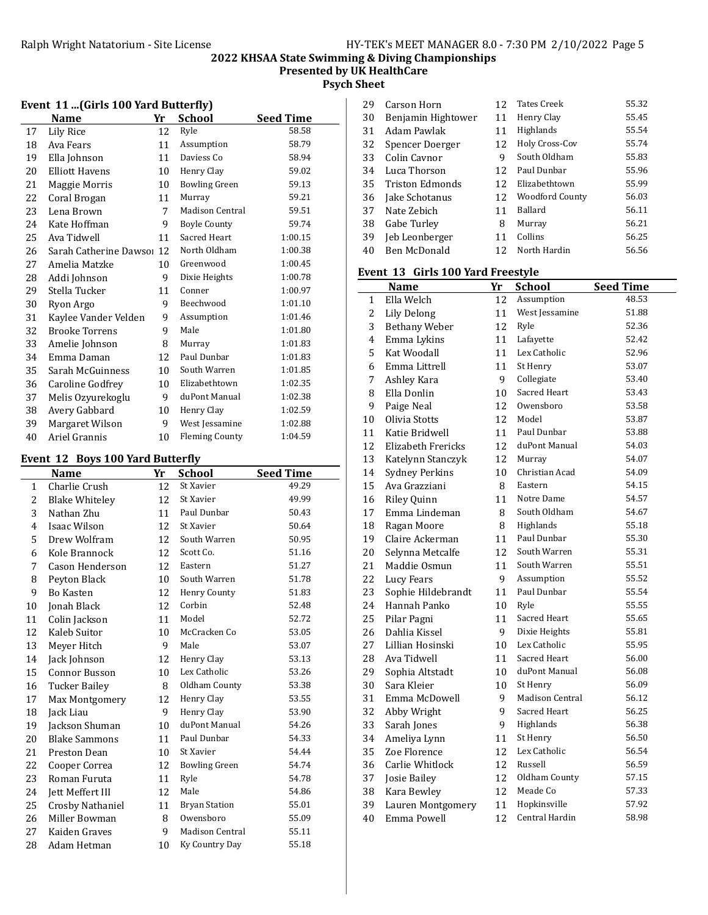## 2022 KHSAA State Swimming & Diving Championships
### Presented by UK HealthCare
### Psych Sheet

### Event 11 ...(Girls 100 Yard Butterfly)

| | Name | Yr | School | Seed Time |
|---|---|---|---|---|
| 17 | Lily Rice | 12 | Ryle | 58.58 |
| 18 | Ava Fears | 11 | Assumption | 58.79 |
| 19 | Ella Johnson | 11 | Daviess Co | 58.94 |
| 20 | Elliott Havens | 10 | Henry Clay | 59.02 |
| 21 | Maggie Morris | 10 | Bowling Green | 59.13 |
| 22 | Coral Brogan | 11 | Murray | 59.21 |
| 23 | Lena Brown | 7 | Madison Central | 59.51 |
| 24 | Kate Hoffman | 9 | Boyle County | 59.74 |
| 25 | Ava Tidwell | 11 | Sacred Heart | 1:00.15 |
| 26 | Sarah Catherine Dawsoı | 12 | North Oldham | 1:00.38 |
| 27 | Amelia Matzke | 10 | Greenwood | 1:00.45 |
| 28 | Addi Johnson | 9 | Dixie Heights | 1:00.78 |
| 29 | Stella Tucker | 11 | Conner | 1:00.97 |
| 30 | Ryon Argo | 9 | Beechwood | 1:01.10 |
| 31 | Kaylee Vander Velden | 9 | Assumption | 1:01.46 |
| 32 | Brooke Torrens | 9 | Male | 1:01.80 |
| 33 | Amelie Johnson | 8 | Murray | 1:01.83 |
| 34 | Emma Daman | 12 | Paul Dunbar | 1:01.83 |
| 35 | Sarah McGuinness | 10 | South Warren | 1:01.85 |
| 36 | Caroline Godfrey | 10 | Elizabethtown | 1:02.35 |
| 37 | Melis Ozyurekoglu | 9 | duPont Manual | 1:02.38 |
| 38 | Avery Gabbard | 10 | Henry Clay | 1:02.59 |
| 39 | Margaret Wilson | 9 | West Jessamine | 1:02.88 |
| 40 | Ariel Grannis | 10 | Fleming County | 1:04.59 |

### Event 12 Boys 100 Yard Butterfly

| | Name | Yr | School | Seed Time |
|---|---|---|---|---|
| 1 | Charlie Crush | 12 | St Xavier | 49.29 |
| 2 | Blake Whiteley | 12 | St Xavier | 49.99 |
| 3 | Nathan Zhu | 11 | Paul Dunbar | 50.43 |
| 4 | Isaac Wilson | 12 | St Xavier | 50.64 |
| 5 | Drew Wolfram | 12 | South Warren | 50.95 |
| 6 | Kole Brannock | 12 | Scott Co. | 51.16 |
| 7 | Cason Henderson | 12 | Eastern | 51.27 |
| 8 | Peyton Black | 10 | South Warren | 51.78 |
| 9 | Bo Kasten | 12 | Henry County | 51.83 |
| 10 | Jonah Black | 12 | Corbin | 52.48 |
| 11 | Colin Jackson | 11 | Model | 52.72 |
| 12 | Kaleb Suitor | 10 | McCracken Co | 53.05 |
| 13 | Meyer Hitch | 9 | Male | 53.07 |
| 14 | Jack Johnson | 12 | Henry Clay | 53.13 |
| 15 | Connor Busson | 10 | Lex Catholic | 53.26 |
| 16 | Tucker Bailey | 8 | Oldham County | 53.38 |
| 17 | Max Montgomery | 12 | Henry Clay | 53.55 |
| 18 | Jack Liau | 9 | Henry Clay | 53.90 |
| 19 | Jackson Shuman | 10 | duPont Manual | 54.26 |
| 20 | Blake Sammons | 11 | Paul Dunbar | 54.33 |
| 21 | Preston Dean | 10 | St Xavier | 54.44 |
| 22 | Cooper Correa | 12 | Bowling Green | 54.74 |
| 23 | Roman Furuta | 11 | Ryle | 54.78 |
| 24 | Jett Meffert III | 12 | Male | 54.86 |
| 25 | Crosby Nathaniel | 11 | Bryan Station | 55.01 |
| 26 | Miller Bowman | 8 | Owensboro | 55.09 |
| 27 | Kaiden Graves | 9 | Madison Central | 55.11 |
| 28 | Adam Hetman | 10 | Ky Country Day | 55.18 |
| 29 | Carson Horn | 12 | Tates Creek | 55.32 |
| 30 | Benjamin Hightower | 11 | Henry Clay | 55.45 |
| 31 | Adam Pawlak | 11 | Highlands | 55.54 |
| 32 | Spencer Doerger | 12 | Holy Cross-Cov | 55.74 |
| 33 | Colin Cavnor | 9 | South Oldham | 55.83 |
| 34 | Luca Thorson | 12 | Paul Dunbar | 55.96 |
| 35 | Triston Edmonds | 12 | Elizabethtown | 55.99 |
| 36 | Jake Schotanus | 12 | Woodford County | 56.03 |
| 37 | Nate Zebich | 11 | Ballard | 56.11 |
| 38 | Gabe Turley | 8 | Murray | 56.21 |
| 39 | Jeb Leonberger | 11 | Collins | 56.25 |
| 40 | Ben McDonald | 12 | North Hardin | 56.56 |

### Event 13 Girls 100 Yard Freestyle

| | Name | Yr | School | Seed Time |
|---|---|---|---|---|
| 1 | Ella Welch | 12 | Assumption | 48.53 |
| 2 | Lily Delong | 11 | West Jessamine | 51.88 |
| 3 | Bethany Weber | 12 | Ryle | 52.36 |
| 4 | Emma Lykins | 11 | Lafayette | 52.42 |
| 5 | Kat Woodall | 11 | Lex Catholic | 52.96 |
| 6 | Emma Littrell | 11 | St Henry | 53.07 |
| 7 | Ashley Kara | 9 | Collegiate | 53.40 |
| 8 | Ella Donlin | 10 | Sacred Heart | 53.43 |
| 9 | Paige Neal | 12 | Owensboro | 53.58 |
| 10 | Olivia Stotts | 12 | Model | 53.87 |
| 11 | Katie Bridwell | 11 | Paul Dunbar | 53.88 |
| 12 | Elizabeth Frericks | 12 | duPont Manual | 54.03 |
| 13 | Katelynn Stanczyk | 12 | Murray | 54.07 |
| 14 | Sydney Perkins | 10 | Christian Acad | 54.09 |
| 15 | Ava Grazziani | 8 | Eastern | 54.15 |
| 16 | Riley Quinn | 11 | Notre Dame | 54.57 |
| 17 | Emma Lindeman | 8 | South Oldham | 54.67 |
| 18 | Ragan Moore | 8 | Highlands | 55.18 |
| 19 | Claire Ackerman | 11 | Paul Dunbar | 55.30 |
| 20 | Selynna Metcalfe | 12 | South Warren | 55.31 |
| 21 | Maddie Osmun | 11 | South Warren | 55.51 |
| 22 | Lucy Fears | 9 | Assumption | 55.52 |
| 23 | Sophie Hildebrandt | 11 | Paul Dunbar | 55.54 |
| 24 | Hannah Panko | 10 | Ryle | 55.55 |
| 25 | Pilar Pagni | 11 | Sacred Heart | 55.65 |
| 26 | Dahlia Kissel | 9 | Dixie Heights | 55.81 |
| 27 | Lillian Hosinski | 10 | Lex Catholic | 55.95 |
| 28 | Ava Tidwell | 11 | Sacred Heart | 56.00 |
| 29 | Sophia Altstadt | 10 | duPont Manual | 56.08 |
| 30 | Sara Kleier | 10 | St Henry | 56.09 |
| 31 | Emma McDowell | 9 | Madison Central | 56.12 |
| 32 | Abby Wright | 9 | Sacred Heart | 56.25 |
| 33 | Sarah Jones | 9 | Highlands | 56.38 |
| 34 | Ameliya Lynn | 11 | St Henry | 56.50 |
| 35 | Zoe Florence | 12 | Lex Catholic | 56.54 |
| 36 | Carlie Whitlock | 12 | Russell | 56.59 |
| 37 | Josie Bailey | 12 | Oldham County | 57.15 |
| 38 | Kara Bewley | 12 | Meade Co | 57.33 |
| 39 | Lauren Montgomery | 11 | Hopkinsville | 57.92 |
| 40 | Emma Powell | 12 | Central Hardin | 58.98 |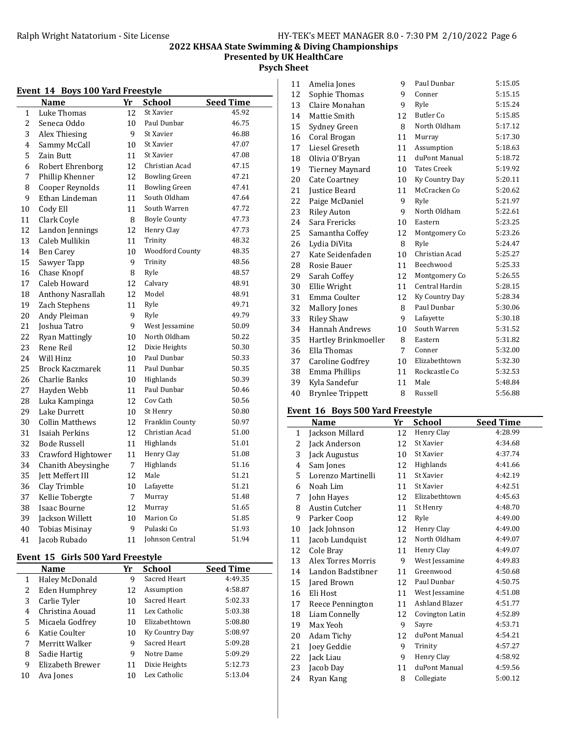# 2022 KHSAA State Swimming & Diving Championships
## Presented by UK HealthCare
## Psych Sheet

### Event 14 Boys 100 Yard Freestyle

| | Name | Yr | School | Seed Time |
|---|---|---|---|---|
| 1 | Luke Thomas | 12 | St Xavier | 45.92 |
| 2 | Seneca Oddo | 10 | Paul Dunbar | 46.75 |
| 3 | Alex Thiesing | 9 | St Xavier | 46.88 |
| 4 | Sammy McCall | 10 | St Xavier | 47.07 |
| 5 | Zain Butt | 11 | St Xavier | 47.08 |
| 6 | Robert Ehrenborg | 12 | Christian Acad | 47.15 |
| 7 | Phillip Khenner | 12 | Bowling Green | 47.21 |
| 8 | Cooper Reynolds | 11 | Bowling Green | 47.41 |
| 9 | Ethan Lindeman | 11 | South Oldham | 47.64 |
| 10 | Cody Ell | 11 | South Warren | 47.72 |
| 11 | Clark Coyle | 8 | Boyle County | 47.73 |
| 12 | Landon Jennings | 12 | Henry Clay | 47.73 |
| 13 | Caleb Mullikin | 11 | Trinity | 48.32 |
| 14 | Ben Carey | 10 | Woodford County | 48.35 |
| 15 | Sawyer Tapp | 9 | Trinity | 48.56 |
| 16 | Chase Knopf | 8 | Ryle | 48.57 |
| 17 | Caleb Howard | 12 | Calvary | 48.91 |
| 18 | Anthony Nasrallah | 12 | Model | 48.91 |
| 19 | Zach Stephens | 11 | Ryle | 49.71 |
| 20 | Andy Pleiman | 9 | Ryle | 49.79 |
| 21 | Joshua Tatro | 9 | West Jessamine | 50.09 |
| 22 | Ryan Mattingly | 10 | North Oldham | 50.22 |
| 23 | Rene Reil | 12 | Dixie Heights | 50.30 |
| 24 | Will Hinz | 10 | Paul Dunbar | 50.33 |
| 25 | Brock Kaczmarek | 11 | Paul Dunbar | 50.35 |
| 26 | Charlie Banks | 10 | Highlands | 50.39 |
| 27 | Hayden Webb | 11 | Paul Dunbar | 50.46 |
| 28 | Luka Kampinga | 12 | Cov Cath | 50.56 |
| 29 | Lake Durrett | 10 | St Henry | 50.80 |
| 30 | Collin Matthews | 12 | Franklin County | 50.97 |
| 31 | Isaiah Perkins | 12 | Christian Acad | 51.00 |
| 32 | Bode Russell | 11 | Highlands | 51.01 |
| 33 | Crawford Hightower | 11 | Henry Clay | 51.08 |
| 34 | Chanith Abeysinghe | 7 | Highlands | 51.16 |
| 35 | Jett Meffert III | 12 | Male | 51.21 |
| 36 | Clay Trimble | 10 | Lafayette | 51.21 |
| 37 | Kellie Tobergte | 7 | Murray | 51.48 |
| 38 | Isaac Bourne | 12 | Murray | 51.65 |
| 39 | Jackson Willett | 10 | Marion Co | 51.85 |
| 40 | Tobias Misinay | 9 | Pulaski Co | 51.93 |
| 41 | Jacob Rubado | 11 | Johnson Central | 51.94 |

### Event 15 Girls 500 Yard Freestyle

| | Name | Yr | School | Seed Time |
|---|---|---|---|---|
| 1 | Haley McDonald | 9 | Sacred Heart | 4:49.35 |
| 2 | Eden Humphrey | 12 | Assumption | 4:58.87 |
| 3 | Carlie Tyler | 10 | Sacred Heart | 5:02.33 |
| 4 | Christina Aouad | 11 | Lex Catholic | 5:03.38 |
| 5 | Micaela Godfrey | 10 | Elizabethtown | 5:08.80 |
| 6 | Katie Coulter | 10 | Ky Country Day | 5:08.97 |
| 7 | Merritt Walker | 9 | Sacred Heart | 5:09.28 |
| 8 | Sadie Hartig | 9 | Notre Dame | 5:09.29 |
| 9 | Elizabeth Brewer | 11 | Dixie Heights | 5:12.73 |
| 10 | Ava Jones | 10 | Lex Catholic | 5:13.04 |
| 11 | Amelia Jones | 9 | Paul Dunbar | 5:15.05 |
| 12 | Sophie Thomas | 9 | Conner | 5:15.15 |
| 13 | Claire Monahan | 9 | Ryle | 5:15.24 |
| 14 | Mattie Smith | 12 | Butler Co | 5:15.85 |
| 15 | Sydney Green | 8 | North Oldham | 5:17.12 |
| 16 | Coral Brogan | 11 | Murray | 5:17.30 |
| 17 | Liesel Greseth | 11 | Assumption | 5:18.63 |
| 18 | Olivia O'Bryan | 11 | duPont Manual | 5:18.72 |
| 19 | Tierney Maynard | 10 | Tates Creek | 5:19.92 |
| 20 | Cate Coartney | 10 | Ky Country Day | 5:20.11 |
| 21 | Justice Beard | 11 | McCracken Co | 5:20.62 |
| 22 | Paige McDaniel | 9 | Ryle | 5:21.97 |
| 23 | Riley Auton | 9 | North Oldham | 5:22.61 |
| 24 | Sara Frericks | 10 | Eastern | 5:23.25 |
| 25 | Samantha Coffey | 12 | Montgomery Co | 5:23.26 |
| 26 | Lydia DiVita | 8 | Ryle | 5:24.47 |
| 27 | Kate Seidenfaden | 10 | Christian Acad | 5:25.27 |
| 28 | Rosie Bauer | 11 | Beechwood | 5:25.33 |
| 29 | Sarah Coffey | 12 | Montgomery Co | 5:26.55 |
| 30 | Ellie Wright | 11 | Central Hardin | 5:28.15 |
| 31 | Emma Coulter | 12 | Ky Country Day | 5:28.34 |
| 32 | Mallory Jones | 8 | Paul Dunbar | 5:30.06 |
| 33 | Riley Shaw | 9 | Lafayette | 5:30.18 |
| 34 | Hannah Andrews | 10 | South Warren | 5:31.52 |
| 35 | Hartley Brinkmoeller | 8 | Eastern | 5:31.82 |
| 36 | Ella Thomas | 7 | Conner | 5:32.00 |
| 37 | Caroline Godfrey | 10 | Elizabethtown | 5:32.30 |
| 38 | Emma Phillips | 11 | Rockcastle Co | 5:32.53 |
| 39 | Kyla Sandefur | 11 | Male | 5:48.84 |
| 40 | Brynlee Trippett | 8 | Russell | 5:56.88 |

### Event 16 Boys 500 Yard Freestyle

| | Name | Yr | School | Seed Time |
|---|---|---|---|---|
| 1 | Jackson Millard | 12 | Henry Clay | 4:28.99 |
| 2 | Jack Anderson | 12 | St Xavier | 4:34.68 |
| 3 | Jack Augustus | 10 | St Xavier | 4:37.74 |
| 4 | Sam Jones | 12 | Highlands | 4:41.66 |
| 5 | Lorenzo Martinelli | 11 | St Xavier | 4:42.19 |
| 6 | Noah Lim | 11 | St Xavier | 4:42.51 |
| 7 | John Hayes | 12 | Elizabethtown | 4:45.63 |
| 8 | Austin Cutcher | 11 | St Henry | 4:48.70 |
| 9 | Parker Coop | 12 | Ryle | 4:49.00 |
| 10 | Jack Johnson | 12 | Henry Clay | 4:49.00 |
| 11 | Jacob Lundquist | 12 | North Oldham | 4:49.07 |
| 12 | Cole Bray | 11 | Henry Clay | 4:49.07 |
| 13 | Alex Torres Morris | 9 | West Jessamine | 4:49.83 |
| 14 | Landon Badstibner | 11 | Greenwood | 4:50.68 |
| 15 | Jared Brown | 12 | Paul Dunbar | 4:50.75 |
| 16 | Eli Host | 11 | West Jessamine | 4:51.08 |
| 17 | Reece Pennington | 11 | Ashland Blazer | 4:51.77 |
| 18 | Liam Connelly | 12 | Covington Latin | 4:52.89 |
| 19 | Max Yeoh | 9 | Sayre | 4:53.71 |
| 20 | Adam Tichy | 12 | duPont Manual | 4:54.21 |
| 21 | Joey Geddie | 9 | Trinity | 4:57.27 |
| 22 | Jack Liau | 9 | Henry Clay | 4:58.92 |
| 23 | Jacob Day | 11 | duPont Manual | 4:59.56 |
| 24 | Ryan Kang | 8 | Collegiate | 5:00.12 |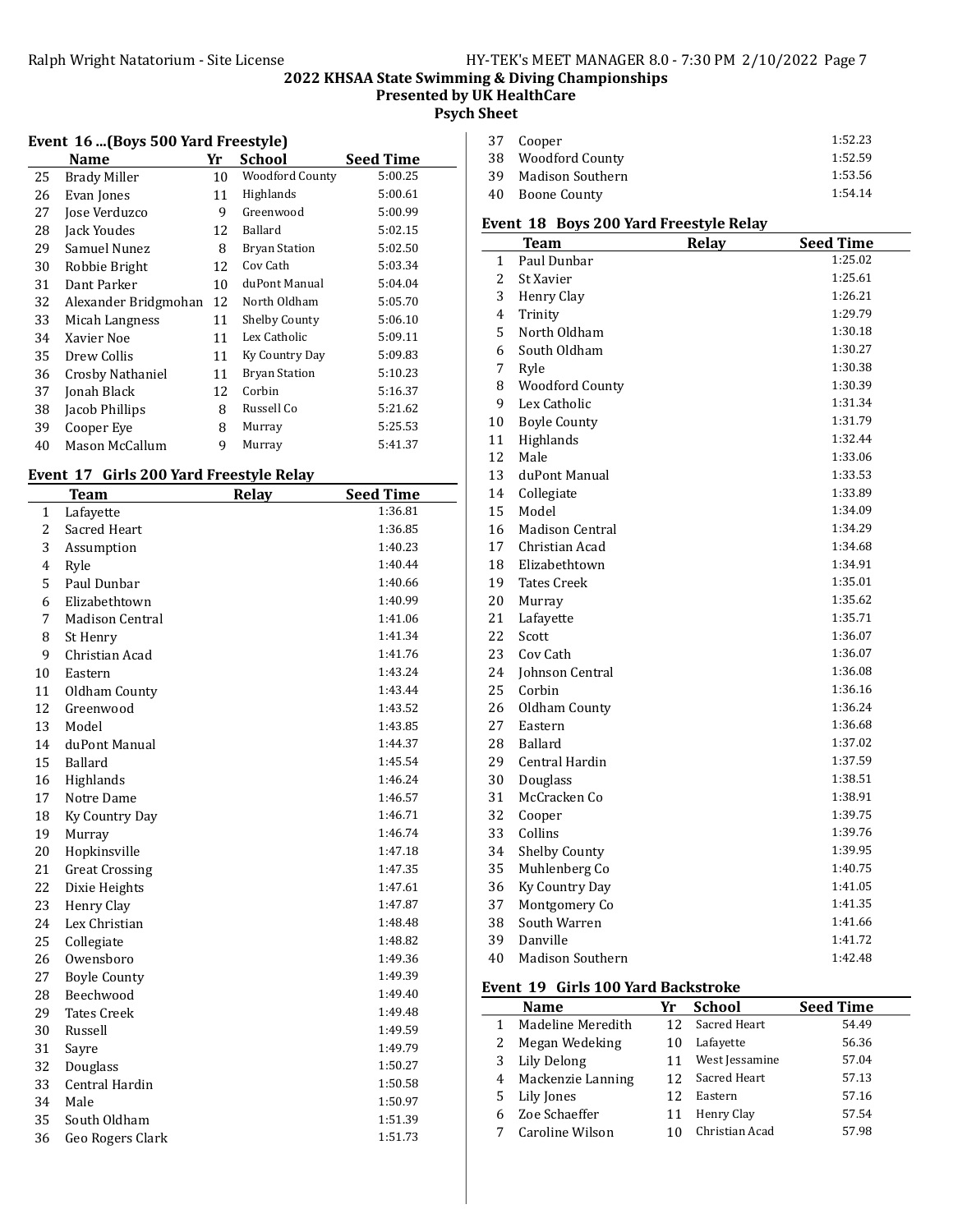## 2022 KHSAA State Swimming & Diving Championships
### Presented by UK HealthCare
### Psych Sheet

### Event 16 ...(Boys 500 Yard Freestyle)

| | Name | Yr | School | Seed Time |
|---|---|---|---|---|
| 25 | Brady Miller | 10 | Woodford County | 5:00.25 |
| 26 | Evan Jones | 11 | Highlands | 5:00.61 |
| 27 | Jose Verduzco | 9 | Greenwood | 5:00.99 |
| 28 | Jack Youdes | 12 | Ballard | 5:02.15 |
| 29 | Samuel Nunez | 8 | Bryan Station | 5:02.50 |
| 30 | Robbie Bright | 12 | Cov Cath | 5:03.34 |
| 31 | Dant Parker | 10 | duPont Manual | 5:04.04 |
| 32 | Alexander Bridgmohan | 12 | North Oldham | 5:05.70 |
| 33 | Micah Langness | 11 | Shelby County | 5:06.10 |
| 34 | Xavier Noe | 11 | Lex Catholic | 5:09.11 |
| 35 | Drew Collis | 11 | Ky Country Day | 5:09.83 |
| 36 | Crosby Nathaniel | 11 | Bryan Station | 5:10.23 |
| 37 | Jonah Black | 12 | Corbin | 5:16.37 |
| 38 | Jacob Phillips | 8 | Russell Co | 5:21.62 |
| 39 | Cooper Eye | 8 | Murray | 5:25.53 |
| 40 | Mason McCallum | 9 | Murray | 5:41.37 |

### Event 17 Girls 200 Yard Freestyle Relay

| | Team | Relay | Seed Time |
|---|---|---|---|
| 1 | Lafayette | | 1:36.81 |
| 2 | Sacred Heart | | 1:36.85 |
| 3 | Assumption | | 1:40.23 |
| 4 | Ryle | | 1:40.44 |
| 5 | Paul Dunbar | | 1:40.66 |
| 6 | Elizabethtown | | 1:40.99 |
| 7 | Madison Central | | 1:41.06 |
| 8 | St Henry | | 1:41.34 |
| 9 | Christian Acad | | 1:41.76 |
| 10 | Eastern | | 1:43.24 |
| 11 | Oldham County | | 1:43.44 |
| 12 | Greenwood | | 1:43.52 |
| 13 | Model | | 1:43.85 |
| 14 | duPont Manual | | 1:44.37 |
| 15 | Ballard | | 1:45.54 |
| 16 | Highlands | | 1:46.24 |
| 17 | Notre Dame | | 1:46.57 |
| 18 | Ky Country Day | | 1:46.71 |
| 19 | Murray | | 1:46.74 |
| 20 | Hopkinsville | | 1:47.18 |
| 21 | Great Crossing | | 1:47.35 |
| 22 | Dixie Heights | | 1:47.61 |
| 23 | Henry Clay | | 1:47.87 |
| 24 | Lex Christian | | 1:48.48 |
| 25 | Collegiate | | 1:48.82 |
| 26 | Owensboro | | 1:49.36 |
| 27 | Boyle County | | 1:49.39 |
| 28 | Beechwood | | 1:49.40 |
| 29 | Tates Creek | | 1:49.48 |
| 30 | Russell | | 1:49.59 |
| 31 | Sayre | | 1:49.79 |
| 32 | Douglass | | 1:50.27 |
| 33 | Central Hardin | | 1:50.58 |
| 34 | Male | | 1:50.97 |
| 35 | South Oldham | | 1:51.39 |
| 36 | Geo Rogers Clark | | 1:51.73 |
| 37 | Cooper | | 1:52.23 |
| 38 | Woodford County | | 1:52.59 |
| 39 | Madison Southern | | 1:53.56 |
| 40 | Boone County | | 1:54.14 |

### Event 18 Boys 200 Yard Freestyle Relay

| | Team | Relay | Seed Time |
|---|---|---|---|
| 1 | Paul Dunbar | | 1:25.02 |
| 2 | St Xavier | | 1:25.61 |
| 3 | Henry Clay | | 1:26.21 |
| 4 | Trinity | | 1:29.79 |
| 5 | North Oldham | | 1:30.18 |
| 6 | South Oldham | | 1:30.27 |
| 7 | Ryle | | 1:30.38 |
| 8 | Woodford County | | 1:30.39 |
| 9 | Lex Catholic | | 1:31.34 |
| 10 | Boyle County | | 1:31.79 |
| 11 | Highlands | | 1:32.44 |
| 12 | Male | | 1:33.06 |
| 13 | duPont Manual | | 1:33.53 |
| 14 | Collegiate | | 1:33.89 |
| 15 | Model | | 1:34.09 |
| 16 | Madison Central | | 1:34.29 |
| 17 | Christian Acad | | 1:34.68 |
| 18 | Elizabethtown | | 1:34.91 |
| 19 | Tates Creek | | 1:35.01 |
| 20 | Murray | | 1:35.62 |
| 21 | Lafayette | | 1:35.71 |
| 22 | Scott | | 1:36.07 |
| 23 | Cov Cath | | 1:36.07 |
| 24 | Johnson Central | | 1:36.08 |
| 25 | Corbin | | 1:36.16 |
| 26 | Oldham County | | 1:36.24 |
| 27 | Eastern | | 1:36.68 |
| 28 | Ballard | | 1:37.02 |
| 29 | Central Hardin | | 1:37.59 |
| 30 | Douglass | | 1:38.51 |
| 31 | McCracken Co | | 1:38.91 |
| 32 | Cooper | | 1:39.75 |
| 33 | Collins | | 1:39.76 |
| 34 | Shelby County | | 1:39.95 |
| 35 | Muhlenberg Co | | 1:40.75 |
| 36 | Ky Country Day | | 1:41.05 |
| 37 | Montgomery Co | | 1:41.35 |
| 38 | South Warren | | 1:41.66 |
| 39 | Danville | | 1:41.72 |
| 40 | Madison Southern | | 1:42.48 |

### Event 19 Girls 100 Yard Backstroke

| | Name | Yr | School | Seed Time |
|---|---|---|---|---|
| 1 | Madeline Meredith | 12 | Sacred Heart | 54.49 |
| 2 | Megan Wedeking | 10 | Lafayette | 56.36 |
| 3 | Lily Delong | 11 | West Jessamine | 57.04 |
| 4 | Mackenzie Lanning | 12 | Sacred Heart | 57.13 |
| 5 | Lily Jones | 12 | Eastern | 57.16 |
| 6 | Zoe Schaeffer | 11 | Henry Clay | 57.54 |
| 7 | Caroline Wilson | 10 | Christian Acad | 57.98 |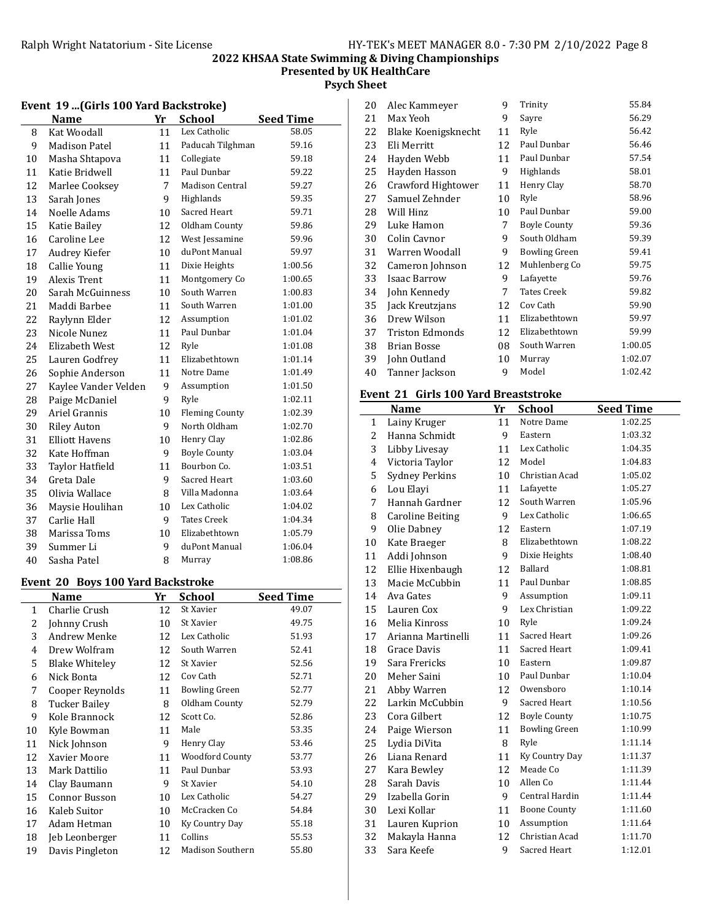## 2022 KHSAA State Swimming & Diving Championships
## Presented by UK HealthCare
## Psych Sheet

### Event 19 ...(Girls 100 Yard Backstroke)

| | Name | Yr | School | Seed Time |
|---|---|---|---|---|
| 8 | Kat Woodall | 11 | Lex Catholic | 58.05 |
| 9 | Madison Patel | 11 | Paducah Tilghman | 59.16 |
| 10 | Masha Shtapova | 11 | Collegiate | 59.18 |
| 11 | Katie Bridwell | 11 | Paul Dunbar | 59.22 |
| 12 | Marlee Cooksey | 7 | Madison Central | 59.27 |
| 13 | Sarah Jones | 9 | Highlands | 59.35 |
| 14 | Noelle Adams | 10 | Sacred Heart | 59.71 |
| 15 | Katie Bailey | 12 | Oldham County | 59.86 |
| 16 | Caroline Lee | 12 | West Jessamine | 59.96 |
| 17 | Audrey Kiefer | 10 | duPont Manual | 59.97 |
| 18 | Callie Young | 11 | Dixie Heights | 1:00.56 |
| 19 | Alexis Trent | 11 | Montgomery Co | 1:00.65 |
| 20 | Sarah McGuinness | 10 | South Warren | 1:00.83 |
| 21 | Maddi Barbee | 11 | South Warren | 1:01.00 |
| 22 | Raylynn Elder | 12 | Assumption | 1:01.02 |
| 23 | Nicole Nunez | 11 | Paul Dunbar | 1:01.04 |
| 24 | Elizabeth West | 12 | Ryle | 1:01.08 |
| 25 | Lauren Godfrey | 11 | Elizabethtown | 1:01.14 |
| 26 | Sophie Anderson | 11 | Notre Dame | 1:01.49 |
| 27 | Kaylee Vander Velden | 9 | Assumption | 1:01.50 |
| 28 | Paige McDaniel | 9 | Ryle | 1:02.11 |
| 29 | Ariel Grannis | 10 | Fleming County | 1:02.39 |
| 30 | Riley Auton | 9 | North Oldham | 1:02.70 |
| 31 | Elliott Havens | 10 | Henry Clay | 1:02.86 |
| 32 | Kate Hoffman | 9 | Boyle County | 1:03.04 |
| 33 | Taylor Hatfield | 11 | Bourbon Co. | 1:03.51 |
| 34 | Greta Dale | 9 | Sacred Heart | 1:03.60 |
| 35 | Olivia Wallace | 8 | Villa Madonna | 1:03.64 |
| 36 | Maysie Houlihan | 10 | Lex Catholic | 1:04.02 |
| 37 | Carlie Hall | 9 | Tates Creek | 1:04.34 |
| 38 | Marissa Toms | 10 | Elizabethtown | 1:05.79 |
| 39 | Summer Li | 9 | duPont Manual | 1:06.04 |
| 40 | Sasha Patel | 8 | Murray | 1:08.86 |

### Event 20 Boys 100 Yard Backstroke

| | Name | Yr | School | Seed Time |
|---|---|---|---|---|
| 1 | Charlie Crush | 12 | St Xavier | 49.07 |
| 2 | Johnny Crush | 10 | St Xavier | 49.75 |
| 3 | Andrew Menke | 12 | Lex Catholic | 51.93 |
| 4 | Drew Wolfram | 12 | South Warren | 52.41 |
| 5 | Blake Whiteley | 12 | St Xavier | 52.56 |
| 6 | Nick Bonta | 12 | Cov Cath | 52.71 |
| 7 | Cooper Reynolds | 11 | Bowling Green | 52.77 |
| 8 | Tucker Bailey | 8 | Oldham County | 52.79 |
| 9 | Kole Brannock | 12 | Scott Co. | 52.86 |
| 10 | Kyle Bowman | 11 | Male | 53.35 |
| 11 | Nick Johnson | 9 | Henry Clay | 53.46 |
| 12 | Xavier Moore | 11 | Woodford County | 53.77 |
| 13 | Mark Dattilio | 11 | Paul Dunbar | 53.93 |
| 14 | Clay Baumann | 9 | St Xavier | 54.10 |
| 15 | Connor Busson | 10 | Lex Catholic | 54.27 |
| 16 | Kaleb Suitor | 10 | McCracken Co | 54.84 |
| 17 | Adam Hetman | 10 | Ky Country Day | 55.18 |
| 18 | Jeb Leonberger | 11 | Collins | 55.53 |
| 19 | Davis Pingleton | 12 | Madison Southern | 55.80 |
| 20 | Alec Kammeyer | 9 | Trinity | 55.84 |
| 21 | Max Yeoh | 9 | Sayre | 56.29 |
| 22 | Blake Koenigsknecht | 11 | Ryle | 56.42 |
| 23 | Eli Merritt | 12 | Paul Dunbar | 56.46 |
| 24 | Hayden Webb | 11 | Paul Dunbar | 57.54 |
| 25 | Hayden Hasson | 9 | Highlands | 58.01 |
| 26 | Crawford Hightower | 11 | Henry Clay | 58.70 |
| 27 | Samuel Zehnder | 10 | Ryle | 58.96 |
| 28 | Will Hinz | 10 | Paul Dunbar | 59.00 |
| 29 | Luke Hamon | 7 | Boyle County | 59.36 |
| 30 | Colin Cavnor | 9 | South Oldham | 59.39 |
| 31 | Warren Woodall | 9 | Bowling Green | 59.41 |
| 32 | Cameron Johnson | 12 | Muhlenberg Co | 59.75 |
| 33 | Isaac Barrow | 9 | Lafayette | 59.76 |
| 34 | John Kennedy | 7 | Tates Creek | 59.82 |
| 35 | Jack Kreutzjans | 12 | Cov Cath | 59.90 |
| 36 | Drew Wilson | 11 | Elizabethtown | 59.97 |
| 37 | Triston Edmonds | 12 | Elizabethtown | 59.99 |
| 38 | Brian Bosse | 08 | South Warren | 1:00.05 |
| 39 | John Outland | 10 | Murray | 1:02.07 |
| 40 | Tanner Jackson | 9 | Model | 1:02.42 |

### Event 21 Girls 100 Yard Breaststroke

| | Name | Yr | School | Seed Time |
|---|---|---|---|---|
| 1 | Lainy Kruger | 11 | Notre Dame | 1:02.25 |
| 2 | Hanna Schmidt | 9 | Eastern | 1:03.32 |
| 3 | Libby Livesay | 11 | Lex Catholic | 1:04.35 |
| 4 | Victoria Taylor | 12 | Model | 1:04.83 |
| 5 | Sydney Perkins | 10 | Christian Acad | 1:05.02 |
| 6 | Lou Elayi | 11 | Lafayette | 1:05.27 |
| 7 | Hannah Gardner | 12 | South Warren | 1:05.96 |
| 8 | Caroline Beiting | 9 | Lex Catholic | 1:06.65 |
| 9 | Olie Dabney | 12 | Eastern | 1:07.19 |
| 10 | Kate Braeger | 8 | Elizabethtown | 1:08.22 |
| 11 | Addi Johnson | 9 | Dixie Heights | 1:08.40 |
| 12 | Ellie Hixenbaugh | 12 | Ballard | 1:08.81 |
| 13 | Macie McCubbin | 11 | Paul Dunbar | 1:08.85 |
| 14 | Ava Gates | 9 | Assumption | 1:09.11 |
| 15 | Lauren Cox | 9 | Lex Christian | 1:09.22 |
| 16 | Melia Kinross | 10 | Ryle | 1:09.24 |
| 17 | Arianna Martinelli | 11 | Sacred Heart | 1:09.26 |
| 18 | Grace Davis | 11 | Sacred Heart | 1:09.41 |
| 19 | Sara Frericks | 10 | Eastern | 1:09.87 |
| 20 | Meher Saini | 10 | Paul Dunbar | 1:10.04 |
| 21 | Abby Warren | 12 | Owensboro | 1:10.14 |
| 22 | Larkin McCubbin | 9 | Sacred Heart | 1:10.56 |
| 23 | Cora Gilbert | 12 | Boyle County | 1:10.75 |
| 24 | Paige Wierson | 11 | Bowling Green | 1:10.99 |
| 25 | Lydia DiVita | 8 | Ryle | 1:11.14 |
| 26 | Liana Renard | 11 | Ky Country Day | 1:11.37 |
| 27 | Kara Bewley | 12 | Meade Co | 1:11.39 |
| 28 | Sarah Davis | 10 | Allen Co | 1:11.44 |
| 29 | Izabella Gorin | 9 | Central Hardin | 1:11.44 |
| 30 | Lexi Kollar | 11 | Boone County | 1:11.60 |
| 31 | Lauren Kuprion | 10 | Assumption | 1:11.64 |
| 32 | Makayla Hanna | 12 | Christian Acad | 1:11.70 |
| 33 | Sara Keefe | 9 | Sacred Heart | 1:12.01 |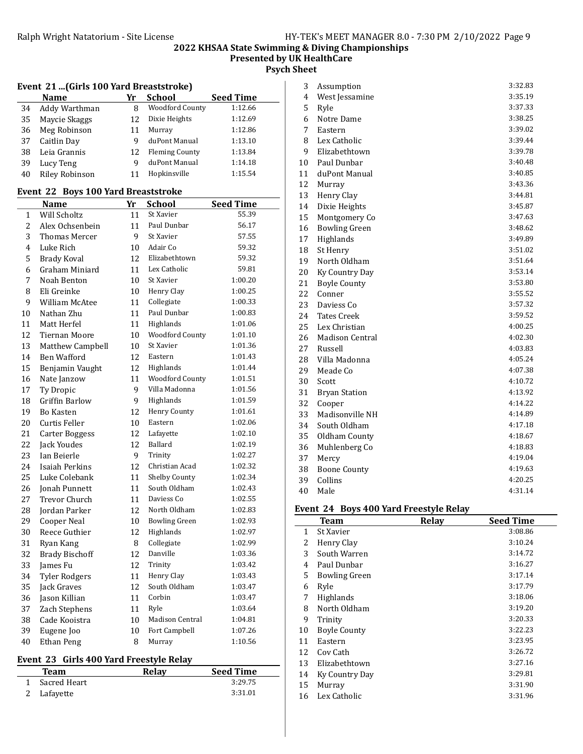## 2022 KHSAA State Swimming & Diving Championships
### Presented by UK HealthCare
### Psych Sheet

### Event 21 ...(Girls 100 Yard Breaststroke)

| | Name | Yr | School | Seed Time |
|---|---|---|---|---|
| 34 | Addy Warthman | 8 | Woodford County | 1:12.66 |
| 35 | Maycie Skaggs | 12 | Dixie Heights | 1:12.69 |
| 36 | Meg Robinson | 11 | Murray | 1:12.86 |
| 37 | Caitlin Day | 9 | duPont Manual | 1:13.10 |
| 38 | Leia Grannis | 12 | Fleming County | 1:13.84 |
| 39 | Lucy Teng | 9 | duPont Manual | 1:14.18 |
| 40 | Riley Robinson | 11 | Hopkinsville | 1:15.54 |

### Event 22 Boys 100 Yard Breaststroke

| | Name | Yr | School | Seed Time |
|---|---|---|---|---|
| 1 | Will Scholtz | 11 | St Xavier | 55.39 |
| 2 | Alex Ochsenbein | 11 | Paul Dunbar | 56.17 |
| 3 | Thomas Mercer | 9 | St Xavier | 57.55 |
| 4 | Luke Rich | 10 | Adair Co | 59.32 |
| 5 | Brady Koval | 12 | Elizabethtown | 59.32 |
| 6 | Graham Miniard | 11 | Lex Catholic | 59.81 |
| 7 | Noah Benton | 10 | St Xavier | 1:00.20 |
| 8 | Eli Greinke | 10 | Henry Clay | 1:00.25 |
| 9 | William McAtee | 11 | Collegiate | 1:00.33 |
| 10 | Nathan Zhu | 11 | Paul Dunbar | 1:00.83 |
| 11 | Matt Herfel | 11 | Highlands | 1:01.06 |
| 12 | Tiernan Moore | 10 | Woodford County | 1:01.10 |
| 13 | Matthew Campbell | 10 | St Xavier | 1:01.36 |
| 14 | Ben Wafford | 12 | Eastern | 1:01.43 |
| 15 | Benjamin Vaught | 12 | Highlands | 1:01.44 |
| 16 | Nate Janzow | 11 | Woodford County | 1:01.51 |
| 17 | Ty Dropic | 9 | Villa Madonna | 1:01.56 |
| 18 | Griffin Barlow | 9 | Highlands | 1:01.59 |
| 19 | Bo Kasten | 12 | Henry County | 1:01.61 |
| 20 | Curtis Feller | 10 | Eastern | 1:02.06 |
| 21 | Carter Boggess | 12 | Lafayette | 1:02.10 |
| 22 | Jack Youdes | 12 | Ballard | 1:02.19 |
| 23 | Ian Beierle | 9 | Trinity | 1:02.27 |
| 24 | Isaiah Perkins | 12 | Christian Acad | 1:02.32 |
| 25 | Luke Colebank | 11 | Shelby County | 1:02.34 |
| 26 | Jonah Punnett | 11 | South Oldham | 1:02.43 |
| 27 | Trevor Church | 11 | Daviess Co | 1:02.55 |
| 28 | Jordan Parker | 12 | North Oldham | 1:02.83 |
| 29 | Cooper Neal | 10 | Bowling Green | 1:02.93 |
| 30 | Reece Guthier | 12 | Highlands | 1:02.97 |
| 31 | Ryan Kang | 8 | Collegiate | 1:02.99 |
| 32 | Brady Bischoff | 12 | Danville | 1:03.36 |
| 33 | James Fu | 12 | Trinity | 1:03.42 |
| 34 | Tyler Rodgers | 11 | Henry Clay | 1:03.43 |
| 35 | Jack Graves | 12 | South Oldham | 1:03.47 |
| 36 | Jason Killian | 11 | Corbin | 1:03.47 |
| 37 | Zach Stephens | 11 | Ryle | 1:03.64 |
| 38 | Cade Kooistra | 10 | Madison Central | 1:04.81 |
| 39 | Eugene Joo | 10 | Fort Campbell | 1:07.26 |
| 40 | Ethan Peng | 8 | Murray | 1:10.56 |

### Event 23 Girls 400 Yard Freestyle Relay

| | Team | Relay | Seed Time |
|---|---|---|---|
| 1 | Sacred Heart | | 3:29.75 |
| 2 | Lafayette | | 3:31.01 |
| 3 | Assumption | | 3:32.83 |
| 4 | West Jessamine | | 3:35.19 |
| 5 | Ryle | | 3:37.33 |
| 6 | Notre Dame | | 3:38.25 |
| 7 | Eastern | | 3:39.02 |
| 8 | Lex Catholic | | 3:39.44 |
| 9 | Elizabethtown | | 3:39.78 |
| 10 | Paul Dunbar | | 3:40.48 |
| 11 | duPont Manual | | 3:40.85 |
| 12 | Murray | | 3:43.36 |
| 13 | Henry Clay | | 3:44.81 |
| 14 | Dixie Heights | | 3:45.87 |
| 15 | Montgomery Co | | 3:47.63 |
| 16 | Bowling Green | | 3:48.62 |
| 17 | Highlands | | 3:49.89 |
| 18 | St Henry | | 3:51.02 |
| 19 | North Oldham | | 3:51.64 |
| 20 | Ky Country Day | | 3:53.14 |
| 21 | Boyle County | | 3:53.80 |
| 22 | Conner | | 3:55.52 |
| 23 | Daviess Co | | 3:57.32 |
| 24 | Tates Creek | | 3:59.52 |
| 25 | Lex Christian | | 4:00.25 |
| 26 | Madison Central | | 4:02.30 |
| 27 | Russell | | 4:03.83 |
| 28 | Villa Madonna | | 4:05.24 |
| 29 | Meade Co | | 4:07.38 |
| 30 | Scott | | 4:10.72 |
| 31 | Bryan Station | | 4:13.92 |
| 32 | Cooper | | 4:14.22 |
| 33 | Madisonville NH | | 4:14.89 |
| 34 | South Oldham | | 4:17.18 |
| 35 | Oldham County | | 4:18.67 |
| 36 | Muhlenberg Co | | 4:18.83 |
| 37 | Mercy | | 4:19.04 |
| 38 | Boone County | | 4:19.63 |
| 39 | Collins | | 4:20.25 |
| 40 | Male | | 4:31.14 |

### Event 24 Boys 400 Yard Freestyle Relay

| | Team | Relay | Seed Time |
|---|---|---|---|
| 1 | St Xavier | | 3:08.86 |
| 2 | Henry Clay | | 3:10.24 |
| 3 | South Warren | | 3:14.72 |
| 4 | Paul Dunbar | | 3:16.27 |
| 5 | Bowling Green | | 3:17.14 |
| 6 | Ryle | | 3:17.79 |
| 7 | Highlands | | 3:18.06 |
| 8 | North Oldham | | 3:19.20 |
| 9 | Trinity | | 3:20.33 |
| 10 | Boyle County | | 3:22.23 |
| 11 | Eastern | | 3:23.95 |
| 12 | Cov Cath | | 3:26.72 |
| 13 | Elizabethtown | | 3:27.16 |
| 14 | Ky Country Day | | 3:29.81 |
| 15 | Murray | | 3:31.90 |
| 16 | Lex Catholic | | 3:31.96 |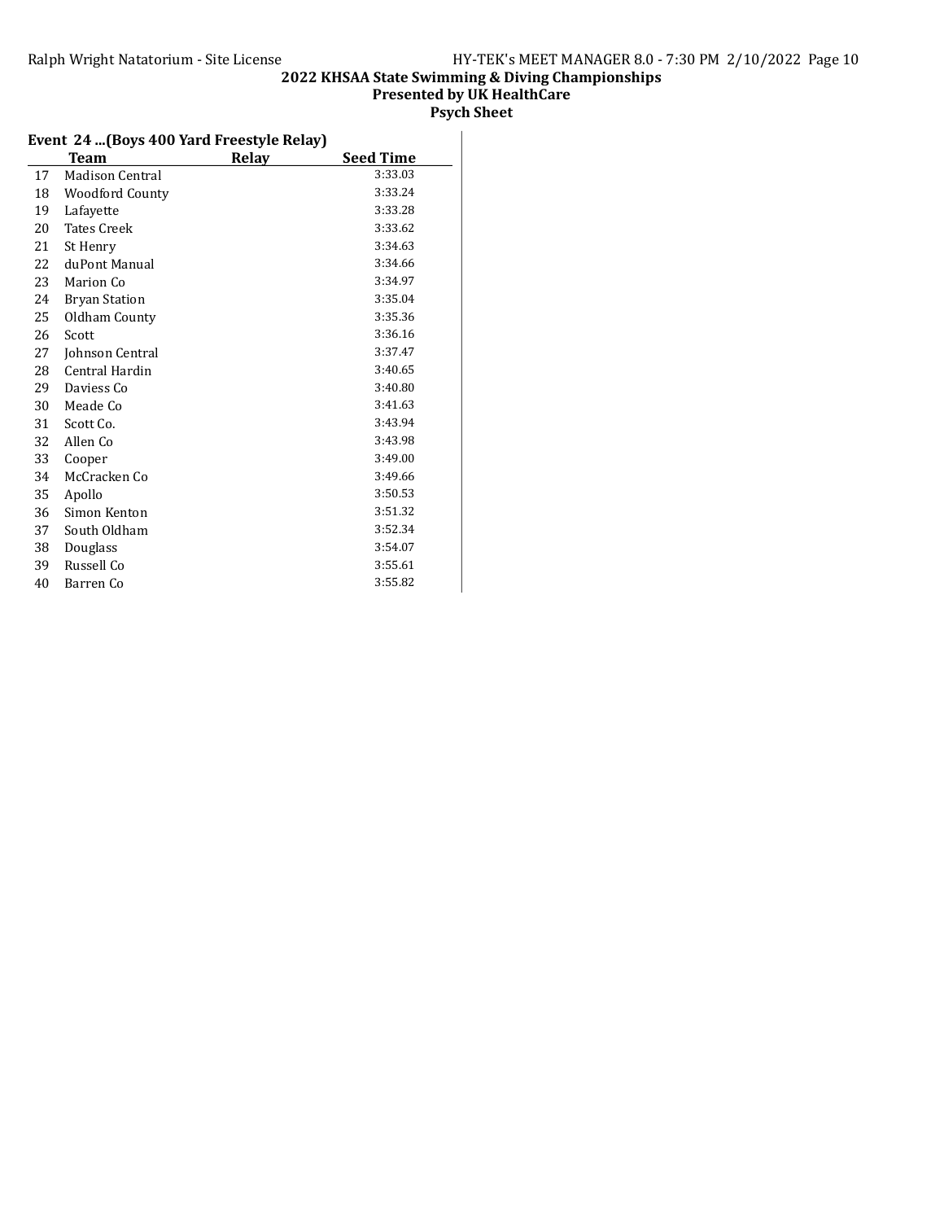**2022 KHSAA State Swimming & Diving Championships**
**Presented by UK HealthCare**
**Psych Sheet**

### Event 24 ...(Boys 400 Yard Freestyle Relay)

| | Team | Relay | Seed Time |
|---|---|---|---|
| 17 | Madison Central | | 3:33.03 |
| 18 | Woodford County | | 3:33.24 |
| 19 | Lafayette | | 3:33.28 |
| 20 | Tates Creek | | 3:33.62 |
| 21 | St Henry | | 3:34.63 |
| 22 | duPont Manual | | 3:34.66 |
| 23 | Marion Co | | 3:34.97 |
| 24 | Bryan Station | | 3:35.04 |
| 25 | Oldham County | | 3:35.36 |
| 26 | Scott | | 3:36.16 |
| 27 | Johnson Central | | 3:37.47 |
| 28 | Central Hardin | | 3:40.65 |
| 29 | Daviess Co | | 3:40.80 |
| 30 | Meade Co | | 3:41.63 |
| 31 | Scott Co. | | 3:43.94 |
| 32 | Allen Co | | 3:43.98 |
| 33 | Cooper | | 3:49.00 |
| 34 | McCracken Co | | 3:49.66 |
| 35 | Apollo | | 3:50.53 |
| 36 | Simon Kenton | | 3:51.32 |
| 37 | South Oldham | | 3:52.34 |
| 38 | Douglass | | 3:54.07 |
| 39 | Russell Co | | 3:55.61 |
| 40 | Barren Co | | 3:55.82 |